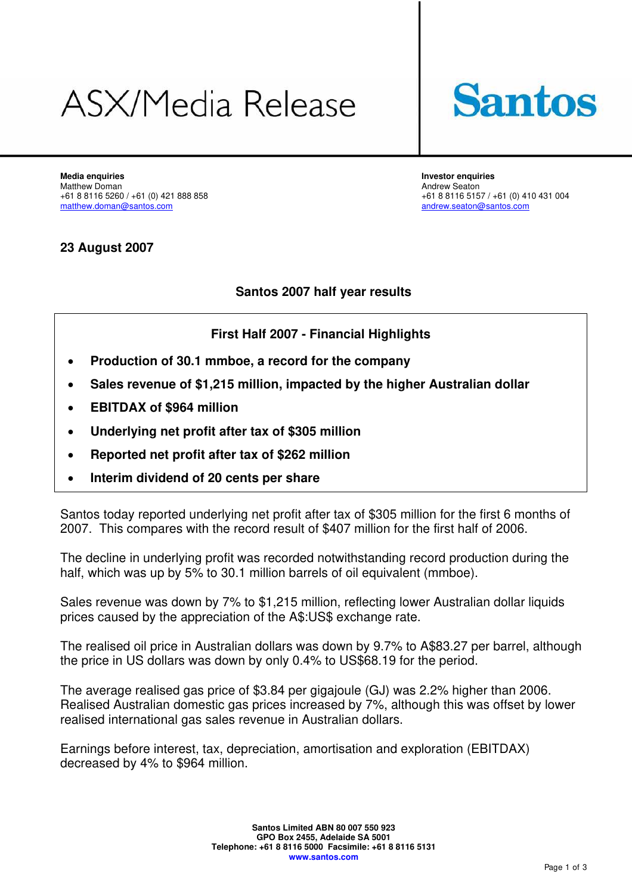# ASX/Media Release

**Santos**

**Media enquiries**
Matthew Doman
+61 8 8116 5260 / +61 (0) 421 888 858
matthew.doman@santos.com

**Investor enquiries**
Andrew Seaton
+61 8 8116 5157 / +61 (0) 410 431 004
andrew.seaton@santos.com

**23 August 2007**

## Santos 2007 half year results

### First Half 2007 - Financial Highlights

- **Production of 30.1 mmboe, a record for the company**
- **Sales revenue of $1,215 million, impacted by the higher Australian dollar**
- **EBITDAX of $964 million**
- **Underlying net profit after tax of $305 million**
- **Reported net profit after tax of $262 million**
- **Interim dividend of 20 cents per share**

Santos today reported underlying net profit after tax of $305 million for the first 6 months of 2007. This compares with the record result of $407 million for the first half of 2006.

The decline in underlying profit was recorded notwithstanding record production during the half, which was up by 5% to 30.1 million barrels of oil equivalent (mmboe).

Sales revenue was down by 7% to $1,215 million, reflecting lower Australian dollar liquids prices caused by the appreciation of the A$:US$ exchange rate.

The realised oil price in Australian dollars was down by 9.7% to A$83.27 per barrel, although the price in US dollars was down by only 0.4% to US$68.19 for the period.

The average realised gas price of $3.84 per gigajoule (GJ) was 2.2% higher than 2006. Realised Australian domestic gas prices increased by 7%, although this was offset by lower realised international gas sales revenue in Australian dollars.

Earnings before interest, tax, depreciation, amortisation and exploration (EBITDAX) decreased by 4% to $964 million.

**Santos Limited ABN 80 007 550 923**
**GPO Box 2455, Adelaide SA 5001**
**Telephone: +61 8 8116 5000 Facsimile: +61 8 8116 5131**
**www.santos.com**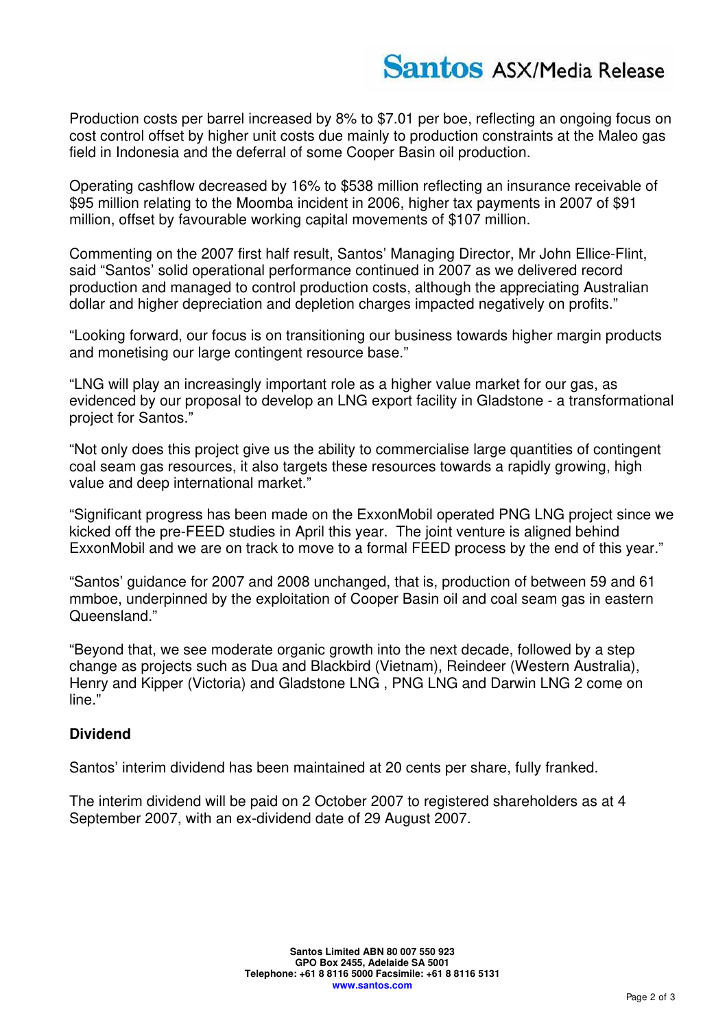Production costs per barrel increased by 8% to $7.01 per boe, reflecting an ongoing focus on cost control offset by higher unit costs due mainly to production constraints at the Maleo gas field in Indonesia and the deferral of some Cooper Basin oil production.

Operating cashflow decreased by 16% to $538 million reflecting an insurance receivable of $95 million relating to the Moomba incident in 2006, higher tax payments in 2007 of $91 million, offset by favourable working capital movements of $107 million.

Commenting on the 2007 first half result, Santos' Managing Director, Mr John Ellice-Flint, said "Santos' solid operational performance continued in 2007 as we delivered record production and managed to control production costs, although the appreciating Australian dollar and higher depreciation and depletion charges impacted negatively on profits."

"Looking forward, our focus is on transitioning our business towards higher margin products and monetising our large contingent resource base."

"LNG will play an increasingly important role as a higher value market for our gas, as evidenced by our proposal to develop an LNG export facility in Gladstone - a transformational project for Santos."

"Not only does this project give us the ability to commercialise large quantities of contingent coal seam gas resources, it also targets these resources towards a rapidly growing, high value and deep international market."

"Significant progress has been made on the ExxonMobil operated PNG LNG project since we kicked off the pre-FEED studies in April this year. The joint venture is aligned behind ExxonMobil and we are on track to move to a formal FEED process by the end of this year."

"Santos' guidance for 2007 and 2008 unchanged, that is, production of between 59 and 61 mmboe, underpinned by the exploitation of Cooper Basin oil and coal seam gas in eastern Queensland."

"Beyond that, we see moderate organic growth into the next decade, followed by a step change as projects such as Dua and Blackbird (Vietnam), Reindeer (Western Australia), Henry and Kipper (Victoria) and Gladstone LNG , PNG LNG and Darwin LNG 2 come on line."

**Dividend**

Santos' interim dividend has been maintained at 20 cents per share, fully franked.

The interim dividend will be paid on 2 October 2007 to registered shareholders as at 4 September 2007, with an ex-dividend date of 29 August 2007.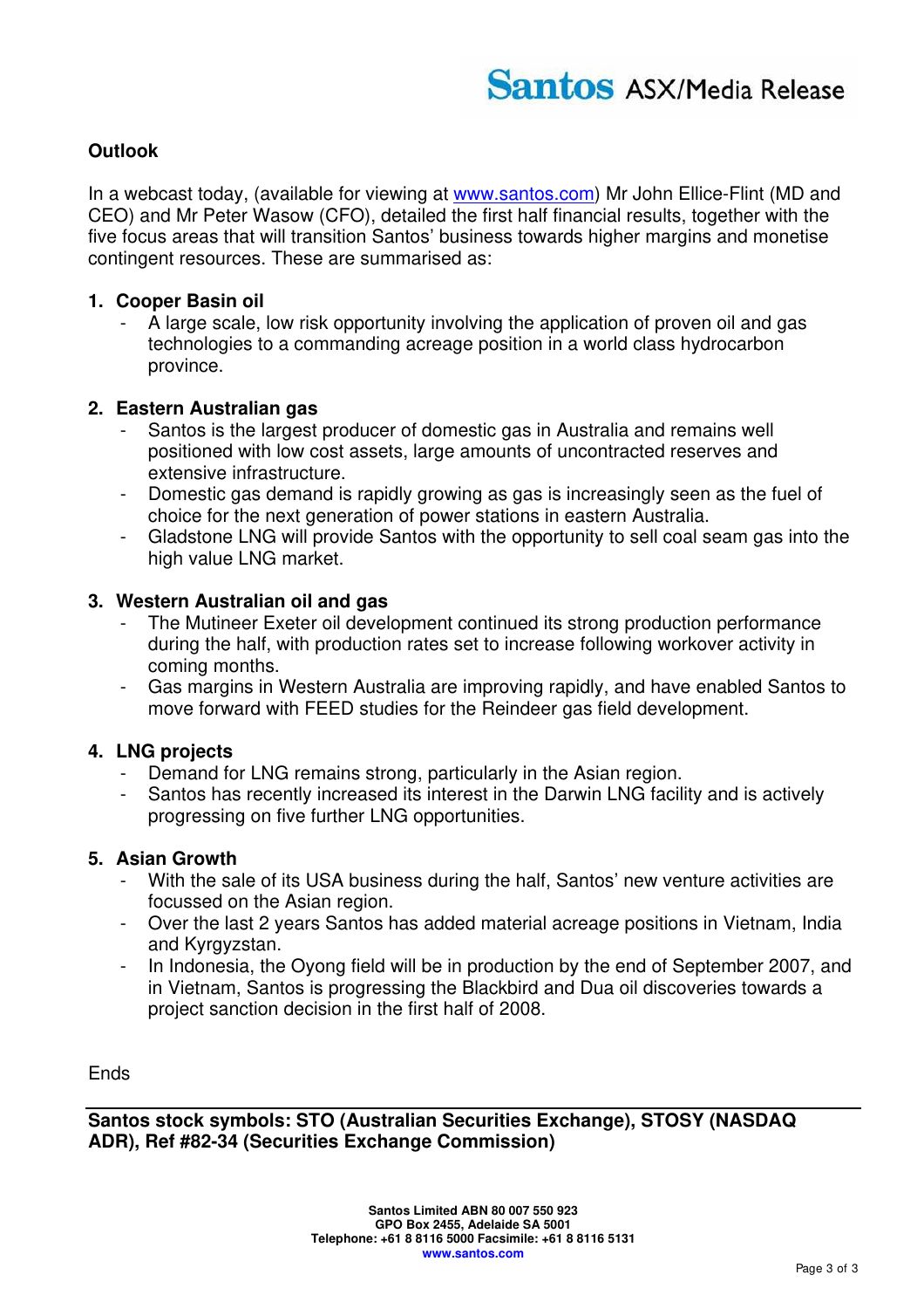## Outlook

In a webcast today, (available for viewing at www.santos.com) Mr John Ellice-Flint (MD and CEO) and Mr Peter Wasow (CFO), detailed the first half financial results, together with the five focus areas that will transition Santos' business towards higher margins and monetise contingent resources. These are summarised as:

1. **Cooper Basin oil**
   - A large scale, low risk opportunity involving the application of proven oil and gas technologies to a commanding acreage position in a world class hydrocarbon province.

2. **Eastern Australian gas**
   - Santos is the largest producer of domestic gas in Australia and remains well positioned with low cost assets, large amounts of uncontracted reserves and extensive infrastructure.
   - Domestic gas demand is rapidly growing as gas is increasingly seen as the fuel of choice for the next generation of power stations in eastern Australia.
   - Gladstone LNG will provide Santos with the opportunity to sell coal seam gas into the high value LNG market.

3. **Western Australian oil and gas**
   - The Mutineer Exeter oil development continued its strong production performance during the half, with production rates set to increase following workover activity in coming months.
   - Gas margins in Western Australia are improving rapidly, and have enabled Santos to move forward with FEED studies for the Reindeer gas field development.

4. **LNG projects**
   - Demand for LNG remains strong, particularly in the Asian region.
   - Santos has recently increased its interest in the Darwin LNG facility and is actively progressing on five further LNG opportunities.

5. **Asian Growth**
   - With the sale of its USA business during the half, Santos' new venture activities are focussed on the Asian region.
   - Over the last 2 years Santos has added material acreage positions in Vietnam, India and Kyrgyzstan.
   - In Indonesia, the Oyong field will be in production by the end of September 2007, and in Vietnam, Santos is progressing the Blackbird and Dua oil discoveries towards a project sanction decision in the first half of 2008.

Ends

**Santos stock symbols: STO (Australian Securities Exchange), STOSY (NASDAQ ADR), Ref #82-34 (Securities Exchange Commission)**

**Santos Limited ABN 80 007 550 923**
**GPO Box 2455, Adelaide SA 5001**
**Telephone: +61 8 8116 5000 Facsimile: +61 8 8116 5131**
**www.santos.com**